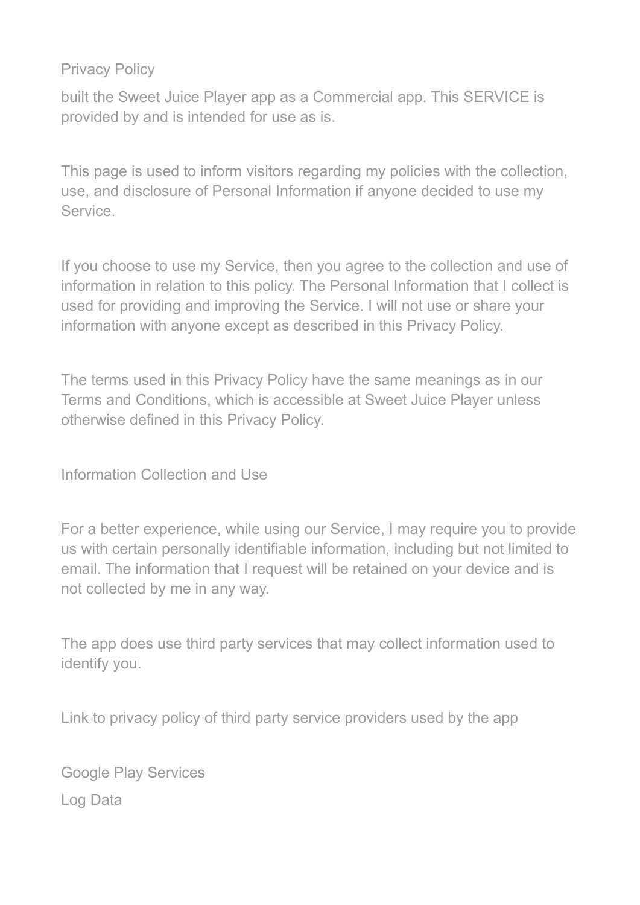# Privacy Policy

built the Sweet Juice Player app as a Commercial app. This SERVICE is provided by and is intended for use as is.

This page is used to inform visitors regarding my policies with the collection, use, and disclosure of Personal Information if anyone decided to use my Service.

If you choose to use my Service, then you agree to the collection and use of information in relation to this policy. The Personal Information that I collect is used for providing and improving the Service. I will not use or share your information with anyone except as described in this Privacy Policy.

The terms used in this Privacy Policy have the same meanings as in our Terms and Conditions, which is accessible at Sweet Juice Player unless otherwise defined in this Privacy Policy.

## Information Collection and Use

For a better experience, while using our Service, I may require you to provide us with certain personally identifiable information, including but not limited to email. The information that I request will be retained on your device and is not collected by me in any way.

The app does use third party services that may collect information used to identify you.

Link to privacy policy of third party service providers used by the app

Google Play Services

## Log Data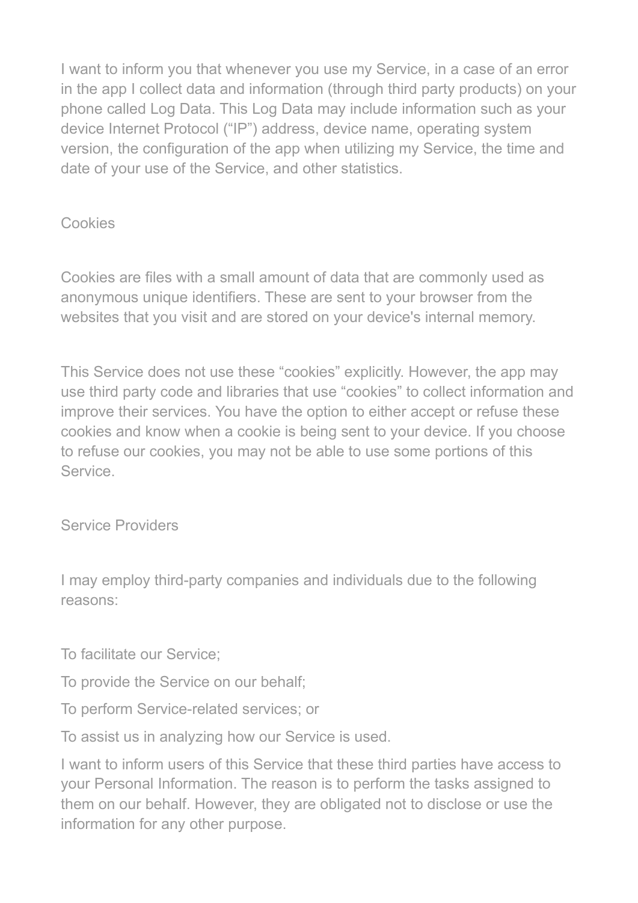I want to inform you that whenever you use my Service, in a case of an error in the app I collect data and information (through third party products) on your phone called Log Data. This Log Data may include information such as your device Internet Protocol (“IP”) address, device name, operating system version, the configuration of the app when utilizing my Service, the time and date of your use of the Service, and other statistics.

## Cookies

Cookies are files with a small amount of data that are commonly used as anonymous unique identifiers. These are sent to your browser from the websites that you visit and are stored on your device's internal memory.

This Service does not use these “cookies” explicitly. However, the app may use third party code and libraries that use “cookies” to collect information and improve their services. You have the option to either accept or refuse these cookies and know when a cookie is being sent to your device. If you choose to refuse our cookies, you may not be able to use some portions of this Service.

## Service Providers

I may employ third-party companies and individuals due to the following reasons:

- To facilitate our Service;
- To provide the Service on our behalf;
- To perform Service-related services; or
- To assist us in analyzing how our Service is used.

I want to inform users of this Service that these third parties have access to your Personal Information. The reason is to perform the tasks assigned to them on our behalf. However, they are obligated not to disclose or use the information for any other purpose.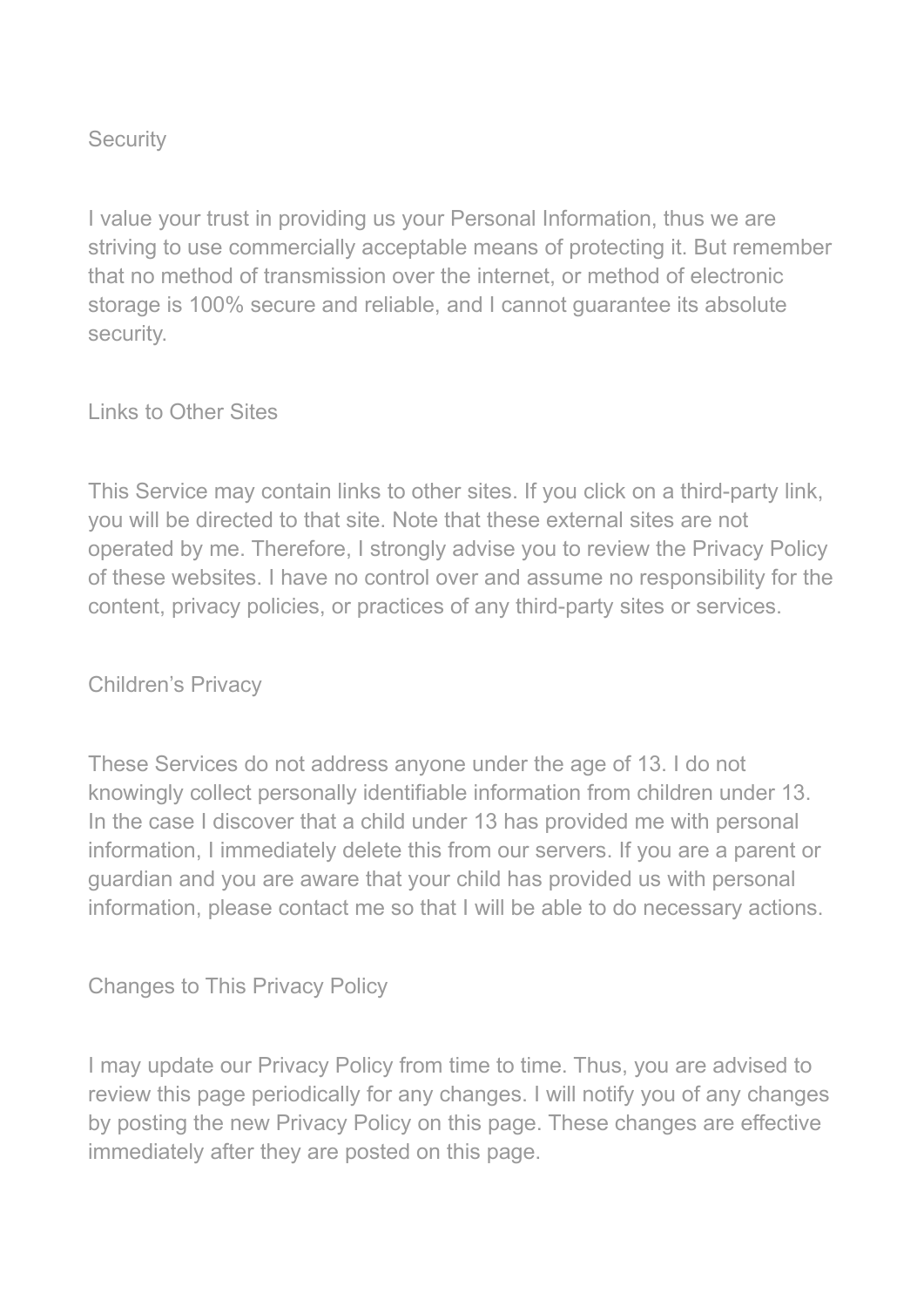## Security

I value your trust in providing us your Personal Information, thus we are striving to use commercially acceptable means of protecting it. But remember that no method of transmission over the internet, or method of electronic storage is 100% secure and reliable, and I cannot guarantee its absolute security.

## Links to Other Sites

This Service may contain links to other sites. If you click on a third-party link, you will be directed to that site. Note that these external sites are not operated by me. Therefore, I strongly advise you to review the Privacy Policy of these websites. I have no control over and assume no responsibility for the content, privacy policies, or practices of any third-party sites or services.

## Children's Privacy

These Services do not address anyone under the age of 13. I do not knowingly collect personally identifiable information from children under 13. In the case I discover that a child under 13 has provided me with personal information, I immediately delete this from our servers. If you are a parent or guardian and you are aware that your child has provided us with personal information, please contact me so that I will be able to do necessary actions.

## Changes to This Privacy Policy

I may update our Privacy Policy from time to time. Thus, you are advised to review this page periodically for any changes. I will notify you of any changes by posting the new Privacy Policy on this page. These changes are effective immediately after they are posted on this page.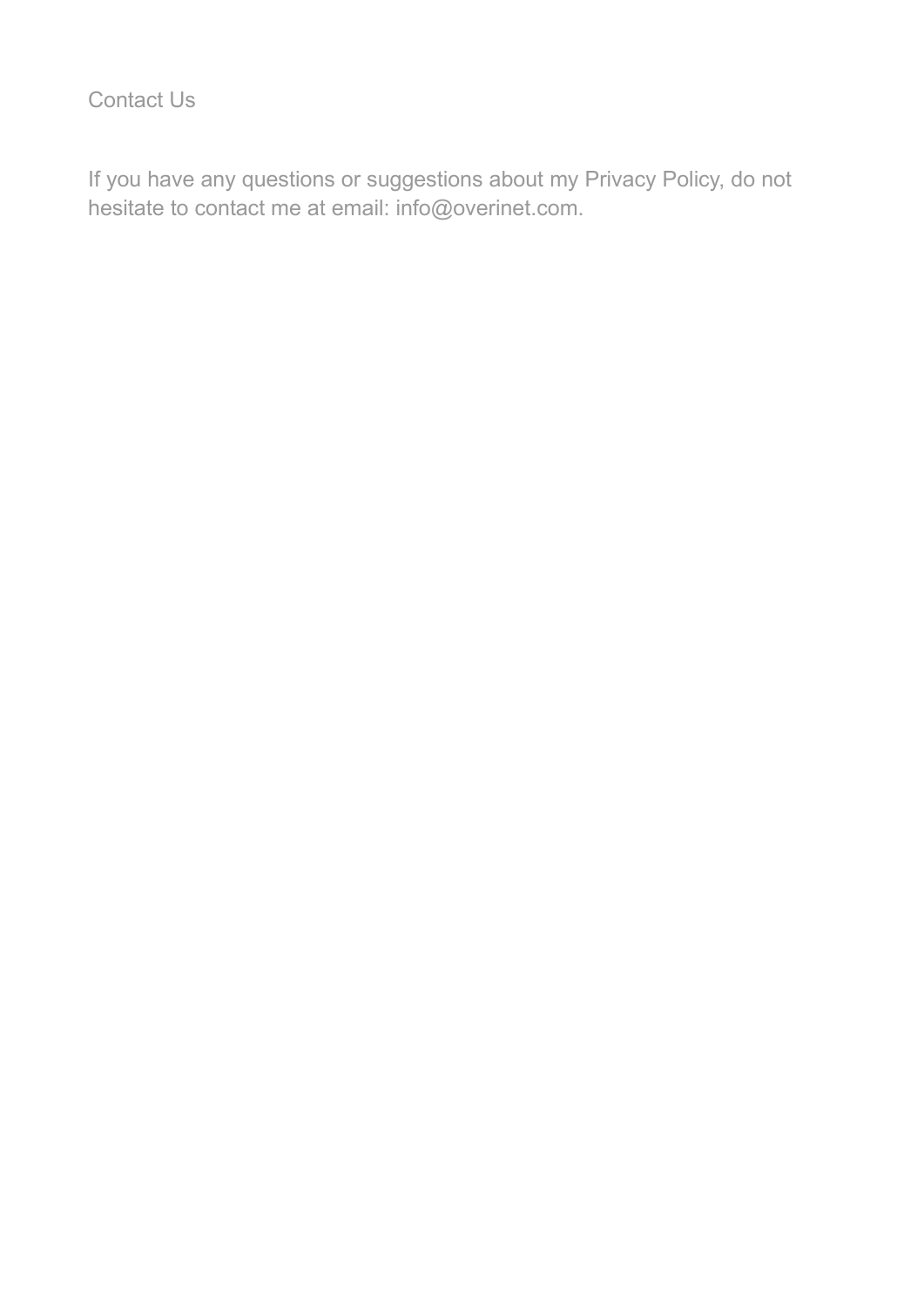## Contact Us

If you have any questions or suggestions about my Privacy Policy, do not hesitate to contact me at email: info@overinet.com.